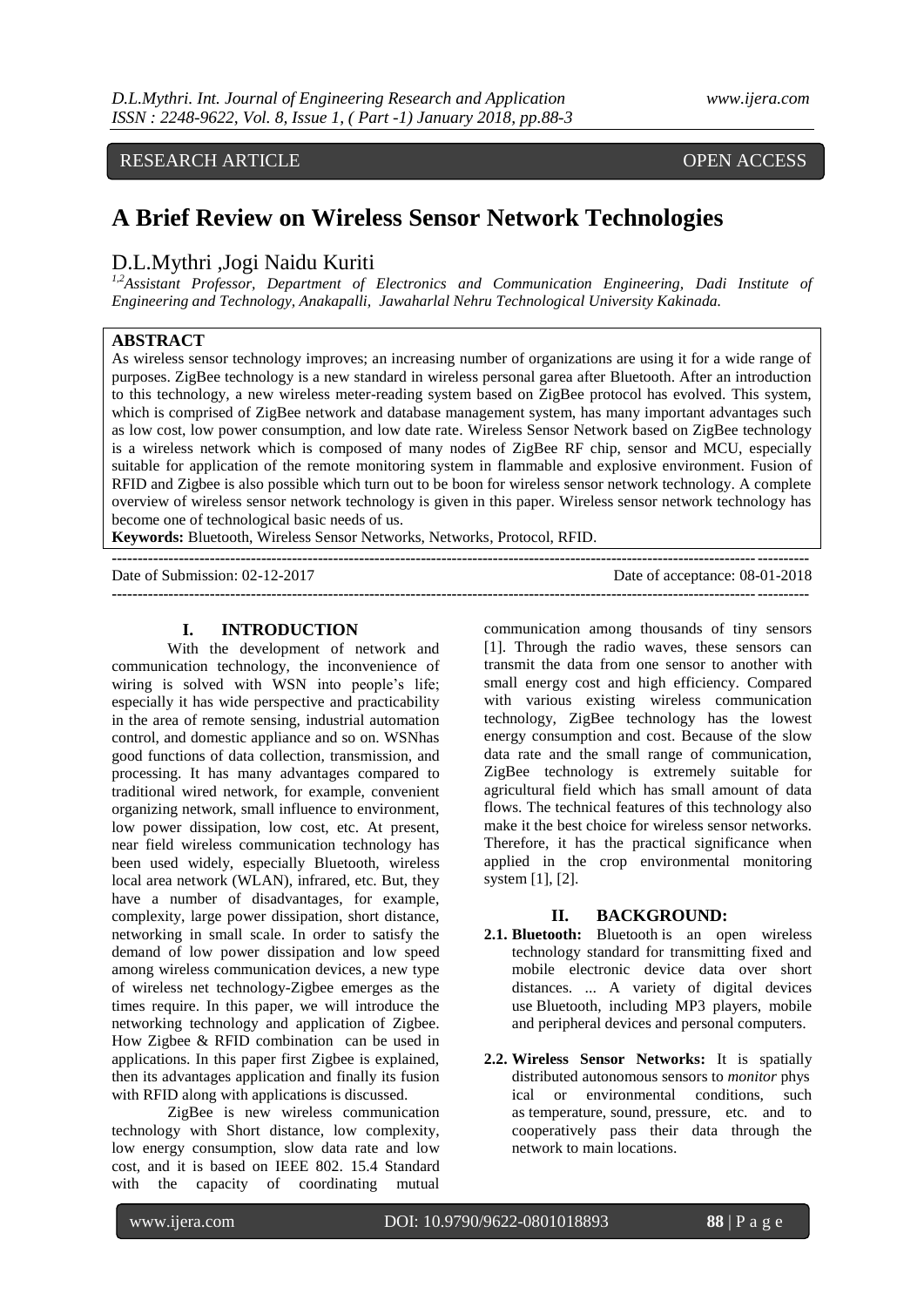RESEARCH ARTICLE OPEN ACCESS

# A Brief Review on Wireless Sensor Network Technologies

D.L.Mythri ,Jogi Naidu Kuriti

[1,2]Assistant Professor, Department of Electronics and Communication Engineering, Dadi Institute of Engineering and Technology, Anakapalli, Jawaharlal Nehru Technological University Kakinada.

## ABSTRACT

As wireless sensor technology improves; an increasing number of organizations are using it for a wide range of purposes. ZigBee technology is a new standard in wireless personal garea after Bluetooth. After an introduction to this technology, a new wireless meter-reading system based on ZigBee protocol has evolved. This system, which is comprised of ZigBee network and database management system, has many important advantages such as low cost, low power consumption, and low date rate. Wireless Sensor Network based on ZigBee technology is a wireless network which is composed of many nodes of ZigBee RF chip, sensor and MCU, especially suitable for application of the remote monitoring system in flammable and explosive environment. Fusion of RFID and Zigbee is also possible which turn out to be boon for wireless sensor network technology. A complete overview of wireless sensor network technology is given in this paper. Wireless sensor network technology has become one of technological basic needs of us.

**Keywords:** Bluetooth, Wireless Sensor Networks, Networks, Protocol, RFID.

Date of Submission: 02-12-2017 Date of acceptance: 08-01-2018

## I. INTRODUCTION

With the development of network and communication technology, the inconvenience of wiring is solved with WSN into people's life; especially it has wide perspective and practicability in the area of remote sensing, industrial automation control, and domestic appliance and so on. WSNhas good functions of data collection, transmission, and processing. It has many advantages compared to traditional wired network, for example, convenient organizing network, small influence to environment, low power dissipation, low cost, etc. At present, near field wireless communication technology has been used widely, especially Bluetooth, wireless local area network (WLAN), infrared, etc. But, they have a number of disadvantages, for example, complexity, large power dissipation, short distance, networking in small scale. In order to satisfy the demand of low power dissipation and low speed among wireless communication devices, a new type of wireless net technology-Zigbee emerges as the times require. In this paper, we will introduce the networking technology and application of Zigbee. How Zigbee & RFID combination can be used in applications. In this paper first Zigbee is explained, then its advantages application and finally its fusion with RFID along with applications is discussed.

ZigBee is new wireless communication technology with Short distance, low complexity, low energy consumption, slow data rate and low cost, and it is based on IEEE 802. 15.4 Standard with the capacity of coordinating mutual communication among thousands of tiny sensors [1]. Through the radio waves, these sensors can transmit the data from one sensor to another with small energy cost and high efficiency. Compared with various existing wireless communication technology, ZigBee technology has the lowest energy consumption and cost. Because of the slow data rate and the small range of communication, ZigBee technology is extremely suitable for agricultural field which has small amount of data flows. The technical features of this technology also make it the best choice for wireless sensor networks. Therefore, it has the practical significance when applied in the crop environmental monitoring system [1], [2].

## II. BACKGROUND:

**2.1. Bluetooth:** Bluetooth is an open wireless technology standard for transmitting fixed and mobile electronic device data over short distances. ... A variety of digital devices use Bluetooth, including MP3 players, mobile and peripheral devices and personal computers.

**2.2. Wireless Sensor Networks:** It is spatially distributed autonomous sensors to *monitor* phys ical or environmental conditions, such as temperature, sound, pressure, etc. and to cooperatively pass their data through the network to main locations.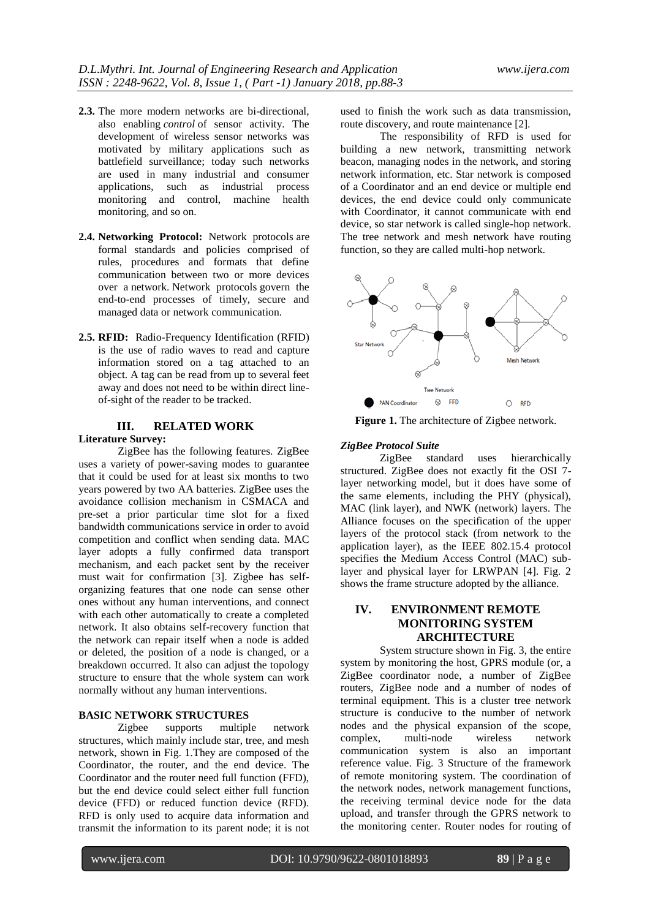**2.3.** The more modern networks are bi-directional, also enabling *control* of sensor activity. The development of wireless sensor networks was motivated by military applications such as battlefield surveillance; today such networks are used in many industrial and consumer applications, such as industrial process monitoring and control, machine health monitoring, and so on.

**2.4. Networking Protocol:** Network protocols are formal standards and policies comprised of rules, procedures and formats that define communication between two or more devices over a network. Network protocols govern the end-to-end processes of timely, secure and managed data or network communication.

**2.5. RFID:** Radio-Frequency Identification (RFID) is the use of radio waves to read and capture information stored on a tag attached to an object. A tag can be read from up to several feet away and does not need to be within direct line-of-sight of the reader to be tracked.

## III. RELATED WORK

**Literature Survey:**

ZigBee has the following features. ZigBee uses a variety of power-saving modes to guarantee that it could be used for at least six months to two years powered by two AA batteries. ZigBee uses the avoidance collision mechanism in CSMACA and pre-set a prior particular time slot for a fixed bandwidth communications service in order to avoid competition and conflict when sending data. MAC layer adopts a fully confirmed data transport mechanism, and each packet sent by the receiver must wait for confirmation [3]. Zigbee has self-organizing features that one node can sense other ones without any human interventions, and connect with each other automatically to create a completed network. It also obtains self-recovery function that the network can repair itself when a node is added or deleted, the position of a node is changed, or a breakdown occurred. It also can adjust the topology structure to ensure that the whole system can work normally without any human interventions.

**BASIC NETWORK STRUCTURES**

Zigbee supports multiple network structures, which mainly include star, tree, and mesh network, shown in Fig. 1.They are composed of the Coordinator, the router, and the end device. The Coordinator and the router need full function (FFD), but the end device could select either full function device (FFD) or reduced function device (RFD). RFD is only used to acquire data information and transmit the information to its parent node; it is not used to finish the work such as data transmission, route discovery, and route maintenance [2].

The responsibility of RFD is used for building a new network, transmitting network beacon, managing nodes in the network, and storing network information, etc. Star network is composed of a Coordinator and an end device or multiple end devices, the end device could only communicate with Coordinator, it cannot communicate with end device, so star network is called single-hop network. The tree network and mesh network have routing function, so they are called multi-hop network.

**Figure 1.** The architecture of Zigbee network.

***ZigBee Protocol Suite***

ZigBee standard uses hierarchically structured. ZigBee does not exactly fit the OSI 7-layer networking model, but it does have some of the same elements, including the PHY (physical), MAC (link layer), and NWK (network) layers. The Alliance focuses on the specification of the upper layers of the protocol stack (from network to the application layer), as the IEEE 802.15.4 protocol specifies the Medium Access Control (MAC) sub-layer and physical layer for LRWPAN [4]. Fig. 2 shows the frame structure adopted by the alliance.

## IV. ENVIRONMENT REMOTE MONITORING SYSTEM ARCHITECTURE

System structure shown in Fig. 3, the entire system by monitoring the host, GPRS module (or, a ZigBee coordinator node, a number of ZigBee routers, ZigBee node and a number of nodes of terminal equipment. This is a cluster tree network structure is conducive to the number of network nodes and the physical expansion of the scope, complex, multi-node wireless network communication system is also an important reference value. Fig. 3 Structure of the framework of remote monitoring system. The coordination of the network nodes, network management functions, the receiving terminal device node for the data upload, and transfer through the GPRS network to the monitoring center. Router nodes for routing of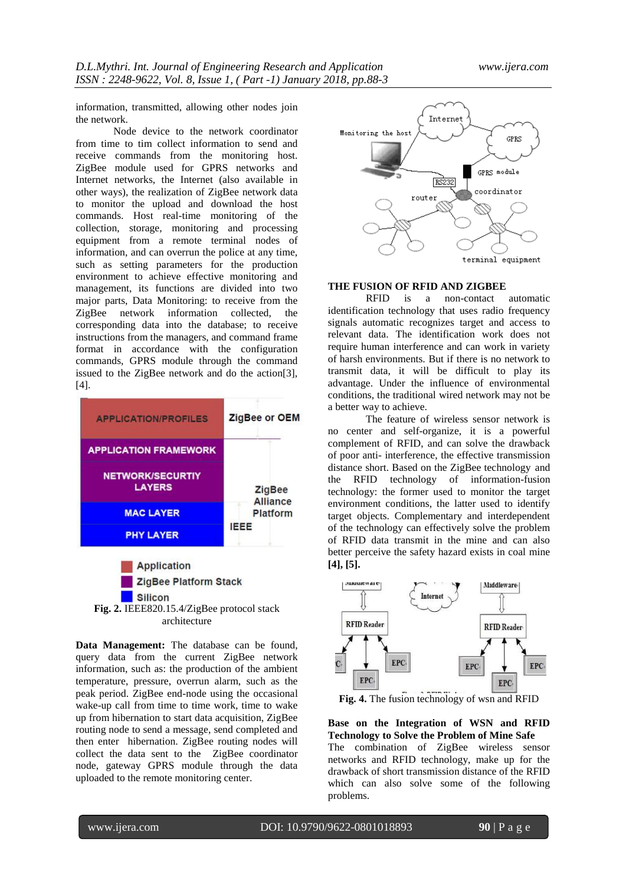information, transmitted, allowing other nodes join the network.

Node device to the network coordinator from time to tim collect information to send and receive commands from the monitoring host. ZigBee module used for GPRS networks and Internet networks, the Internet (also available in other ways), the realization of ZigBee network data to monitor the upload and download the host commands. Host real-time monitoring of the collection, storage, monitoring and processing equipment from a remote terminal nodes of information, and can overrun the police at any time, such as setting parameters for the production environment to achieve effective monitoring and management, its functions are divided into two major parts, Data Monitoring: to receive from the ZigBee network information collected, the corresponding data into the database; to receive instructions from the managers, and command frame format in accordance with the configuration commands, GPRS module through the command issued to the ZigBee network and do the action[3], [4].

**Fig. 2.** IEEE820.15.4/ZigBee protocol stack architecture

**Data Management:** The database can be found, query data from the current ZigBee network information, such as: the production of the ambient temperature, pressure, overrun alarm, such as the peak period. ZigBee end-node using the occasional wake-up call from time to time work, time to wake up from hibernation to start data acquisition, ZigBee routing node to send a message, send completed and then enter hibernation. ZigBee routing nodes will collect the data sent to the ZigBee coordinator node, gateway GPRS module through the data uploaded to the remote monitoring center.

## THE FUSION OF RFID AND ZIGBEE

RFID is a non-contact automatic identification technology that uses radio frequency signals automatic recognizes target and access to relevant data. The identification work does not require human interference and can work in variety of harsh environments. But if there is no network to transmit data, it will be difficult to play its advantage. Under the influence of environmental conditions, the traditional wired network may not be a better way to achieve.

The feature of wireless sensor network is no center and self-organize, it is a powerful complement of RFID, and can solve the drawback of poor anti- interference, the effective transmission distance short. Based on the ZigBee technology and the RFID technology of information-fusion technology: the former used to monitor the target environment conditions, the latter used to identify target objects. Complementary and interdependent of the technology can effectively solve the problem of RFID data transmit in the mine and can also better perceive the safety hazard exists in coal mine **[4], [5].**

**Fig. 4.** The fusion technology of wsn and RFID

### Base on the Integration of WSN and RFID Technology to Solve the Problem of Mine Safe

The combination of ZigBee wireless sensor networks and RFID technology, make up for the drawback of short transmission distance of the RFID which can also solve some of the following problems.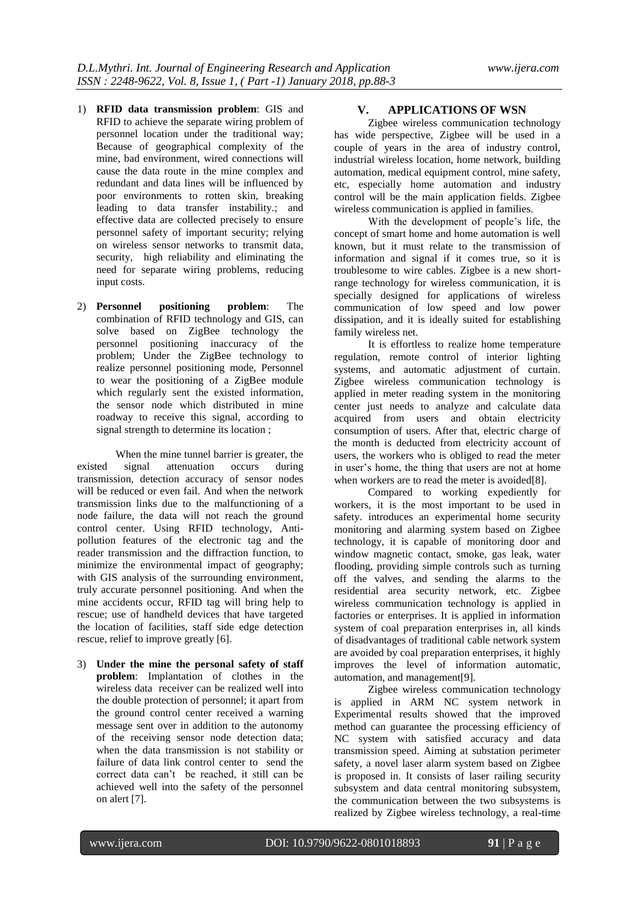1) **RFID data transmission problem**: GIS and RFID to achieve the separate wiring problem of personnel location under the traditional way; Because of geographical complexity of the mine, bad environment, wired connections will cause the data route in the mine complex and redundant and data lines will be influenced by poor environments to rotten skin, breaking leading to data transfer instability.; and effective data are collected precisely to ensure personnel safety of important security; relying on wireless sensor networks to transmit data, security, high reliability and eliminating the need for separate wiring problems, reducing input costs.

2) **Personnel positioning problem**: The combination of RFID technology and GIS, can solve based on ZigBee technology the personnel positioning inaccuracy of the problem; Under the ZigBee technology to realize personnel positioning mode, Personnel to wear the positioning of a ZigBee module which regularly sent the existed information, the sensor node which distributed in mine roadway to receive this signal, according to signal strength to determine its location ;

When the mine tunnel barrier is greater, the existed signal attenuation occurs during transmission, detection accuracy of sensor nodes will be reduced or even fail. And when the network transmission links due to the malfunctioning of a node failure, the data will not reach the ground control center. Using RFID technology, Anti-pollution features of the electronic tag and the reader transmission and the diffraction function, to minimize the environmental impact of geography; with GIS analysis of the surrounding environment, truly accurate personnel positioning. And when the mine accidents occur, RFID tag will bring help to rescue; use of handheld devices that have targeted the location of facilities, staff side edge detection rescue, relief to improve greatly [6].

3) **Under the mine the personal safety of staff problem**: Implantation of clothes in the wireless data receiver can be realized well into the double protection of personnel; it apart from the ground control center received a warning message sent over in addition to the autonomy of the receiving sensor node detection data; when the data transmission is not stability or failure of data link control center to send the correct data can't be reached, it still can be achieved well into the safety of the personnel on alert [7].

## V. APPLICATIONS OF WSN

Zigbee wireless communication technology has wide perspective, Zigbee will be used in a couple of years in the area of industry control, industrial wireless location, home network, building automation, medical equipment control, mine safety, etc, especially home automation and industry control will be the main application fields. Zigbee wireless communication is applied in families.

With the development of people's life, the concept of smart home and home automation is well known, but it must relate to the transmission of information and signal if it comes true, so it is troublesome to wire cables. Zigbee is a new short-range technology for wireless communication, it is specially designed for applications of wireless communication of low speed and low power dissipation, and it is ideally suited for establishing family wireless net.

It is effortless to realize home temperature regulation, remote control of interior lighting systems, and automatic adjustment of curtain. Zigbee wireless communication technology is applied in meter reading system in the monitoring center just needs to analyze and calculate data acquired from users and obtain electricity consumption of users. After that, electric charge of the month is deducted from electricity account of users, the workers who is obliged to read the meter in user's home, the thing that users are not at home when workers are to read the meter is avoided[8].

Compared to working expediently for workers, it is the most important to be used in safety. introduces an experimental home security monitoring and alarming system based on Zigbee technology, it is capable of monitoring door and window magnetic contact, smoke, gas leak, water flooding, providing simple controls such as turning off the valves, and sending the alarms to the residential area security network, etc. Zigbee wireless communication technology is applied in factories or enterprises. It is applied in information system of coal preparation enterprises in, all kinds of disadvantages of traditional cable network system are avoided by coal preparation enterprises, it highly improves the level of information automatic, automation, and management[9].

Zigbee wireless communication technology is applied in ARM NC system network in Experimental results showed that the improved method can guarantee the processing efficiency of NC system with satisfied accuracy and data transmission speed. Aiming at substation perimeter safety, a novel laser alarm system based on Zigbee is proposed in. It consists of laser railing security subsystem and data central monitoring subsystem, the communication between the two subsystems is realized by Zigbee wireless technology, a real-time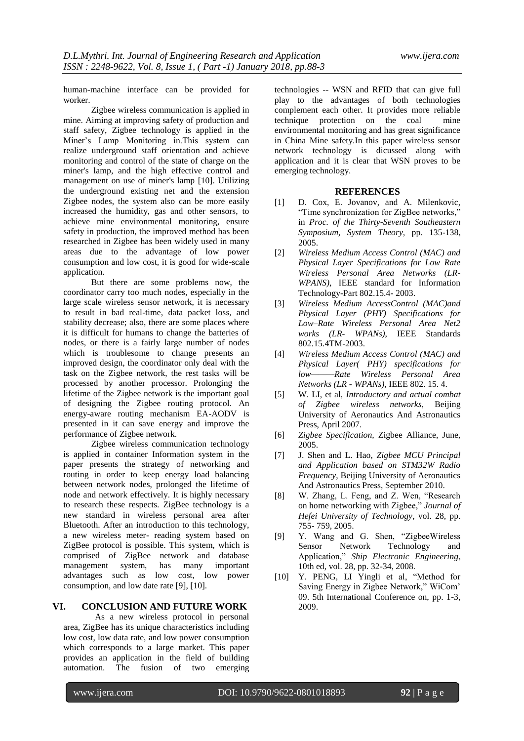human-machine interface can be provided for worker.

Zigbee wireless communication is applied in mine. Aiming at improving safety of production and staff safety, Zigbee technology is applied in the Miner's Lamp Monitoring in.This system can realize underground staff orientation and achieve monitoring and control of the state of charge on the miner's lamp, and the high effective control and management on use of miner's lamp [10]. Utilizing the underground existing net and the extension Zigbee nodes, the system also can be more easily increased the humidity, gas and other sensors, to achieve mine environmental monitoring, ensure safety in production, the improved method has been researched in Zigbee has been widely used in many areas due to the advantage of low power consumption and low cost, it is good for wide-scale application.

But there are some problems now, the coordinator carry too much nodes, especially in the large scale wireless sensor network, it is necessary to result in bad real-time, data packet loss, and stability decrease; also, there are some places where it is difficult for humans to change the batteries of nodes, or there is a fairly large number of nodes which is troublesome to change presents an improved design, the coordinator only deal with the task on the Zigbee network, the rest tasks will be processed by another processor. Prolonging the lifetime of the Zigbee network is the important goal of designing the Zigbee routing protocol. An energy-aware routing mechanism EA-AODV is presented in it can save energy and improve the performance of Zigbee network.

Zigbee wireless communication technology is applied in container Information system in the paper presents the strategy of networking and routing in order to keep energy load balancing between network nodes, prolonged the lifetime of node and network effectively. It is highly necessary to research these respects. ZigBee technology is a new standard in wireless personal area after Bluetooth. After an introduction to this technology, a new wireless meter- reading system based on ZigBee protocol is possible. This system, which is comprised of ZigBee network and database management system, has many important advantages such as low cost, low power consumption, and low date rate [9], [10].

## VI. CONCLUSION AND FUTURE WORK

As a new wireless protocol in personal area, ZigBee has its unique characteristics including low cost, low data rate, and low power consumption which corresponds to a large market. This paper provides an application in the field of building automation. The fusion of two emerging technologies -- WSN and RFID that can give full play to the advantages of both technologies complement each other. It provides more reliable technique protection on the coal mine environmental monitoring and has great significance in China Mine safety.In this paper wireless sensor network technology is dicussed along with application and it is clear that WSN proves to be emerging technology.

## REFERENCES

[1] D. Cox, E. Jovanov, and A. Milenkovic, "Time synchronization for ZigBee networks," in *Proc. of the Thirty-Seventh Southeastern Symposium, System Theory,* pp. 135-138, 2005.

[2] *Wireless Medium Access Control (MAC) and Physical Layer Specifications for Low Rate Wireless Personal Area Networks (LR-WPANS),* IEEE standard for Information Technology-Part 802.15.4- 2003.

[3] *Wireless Medium AccessControl (MAC)and Physical Layer (PHY) Specifications for Low–Rate Wireless Personal Area Net2 works (LR- WPANs),* IEEE Standards 802.15.4TM-2003.

[4] *Wireless Medium Access Control (MAC) and Physical Layer( PHY) specifications for low———Rate Wireless Personal Area Networks (LR - WPANs),* IEEE 802. 15. 4.

[5] W. LI, et al, *Introductory and actual combat of Zigbee wireless networks,* Beijing University of Aeronautics And Astronautics Press, April 2007.

[6] *Zigbee Specification,* Zigbee Alliance, June, 2005.

[7] J. Shen and L. Hao, *Zigbee MCU Principal and Application based on STM32W Radio Frequency,* Beijing University of Aeronautics And Astronautics Press, September 2010.

[8] W. Zhang, L. Feng, and Z. Wen, "Research on home networking with Zigbee," *Journal of Hefei University of Technology,* vol. 28, pp. 755- 759, 2005.

[9] Y. Wang and G. Shen, "ZigbeeWireless Sensor Network Technology and Application," *Ship Electronic Engineering,* 10th ed, vol. 28, pp. 32-34, 2008.

[10] Y. PENG, LI Yingli et al, "Method for Saving Energy in Zigbee Network," WiCom' 09. 5th International Conference on, pp. 1-3, 2009.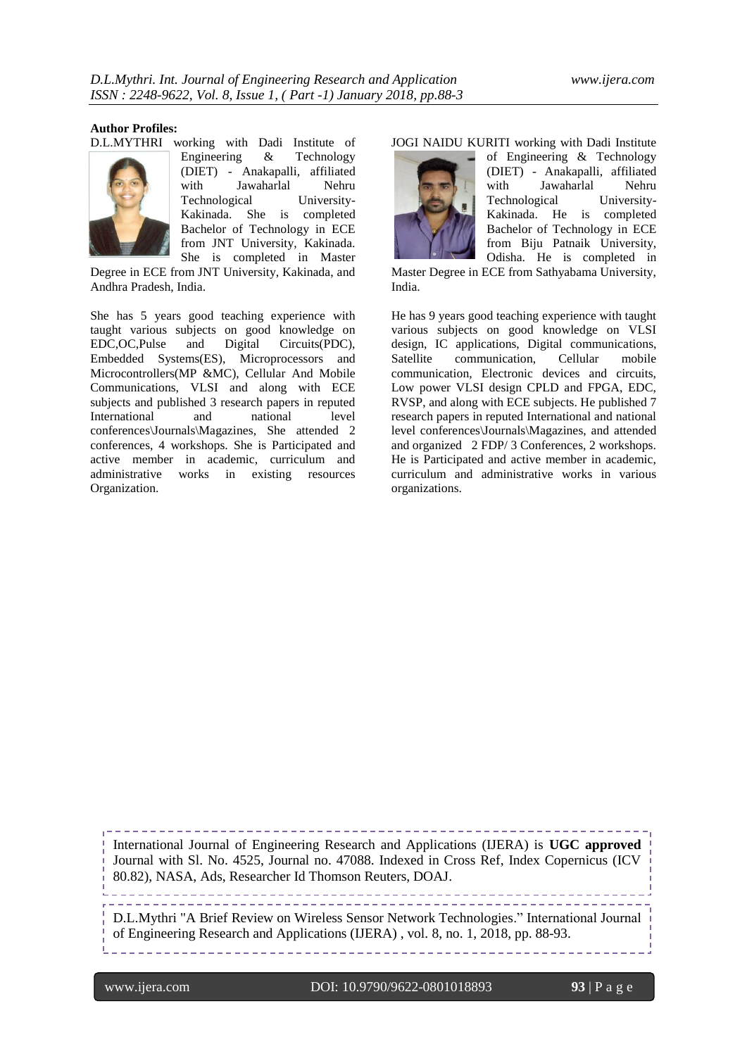**Author Profiles:**

D.L.MYTHRI working with Dadi Institute of Engineering & Technology (DIET) - Anakapalli, affiliated with Jawaharlal Nehru Technological University-Kakinada. She is completed Bachelor of Technology in ECE from JNT University, Kakinada. She is completed in Master Degree in ECE from JNT University, Kakinada, and Andhra Pradesh, India.

She has 5 years good teaching experience with taught various subjects on good knowledge on EDC,OC,Pulse and Digital Circuits(PDC), Embedded Systems(ES), Microprocessors and Microcontrollers(MP &MC), Cellular And Mobile Communications, VLSI and along with ECE subjects and published 3 research papers in reputed International and national level conferences\Journals\Magazines, She attended 2 conferences, 4 workshops. She is Participated and active member in academic, curriculum and administrative works in existing resources Organization.

JOGI NAIDU KURITI working with Dadi Institute of Engineering & Technology (DIET) - Anakapalli, affiliated with Jawaharlal Nehru Technological University-Kakinada. He is completed Bachelor of Technology in ECE from Biju Patnaik University, Odisha. He is completed in Master Degree in ECE from Sathyabama University, India.

He has 9 years good teaching experience with taught various subjects on good knowledge on VLSI design, IC applications, Digital communications, Satellite communication, Cellular mobile communication, Electronic devices and circuits, Low power VLSI design CPLD and FPGA, EDC, RVSP, and along with ECE subjects. He published 7 research papers in reputed International and national level conferences\Journals\Magazines, and attended and organized 2 FDP/ 3 Conferences, 2 workshops. He is Participated and active member in academic, curriculum and administrative works in various organizations.

International Journal of Engineering Research and Applications (IJERA) is **UGC approved** Journal with Sl. No. 4525, Journal no. 47088. Indexed in Cross Ref, Index Copernicus (ICV 80.82), NASA, Ads, Researcher Id Thomson Reuters, DOAJ.

D.L.Mythri "A Brief Review on Wireless Sensor Network Technologies." International Journal of Engineering Research and Applications (IJERA) , vol. 8, no. 1, 2018, pp. 88-93.